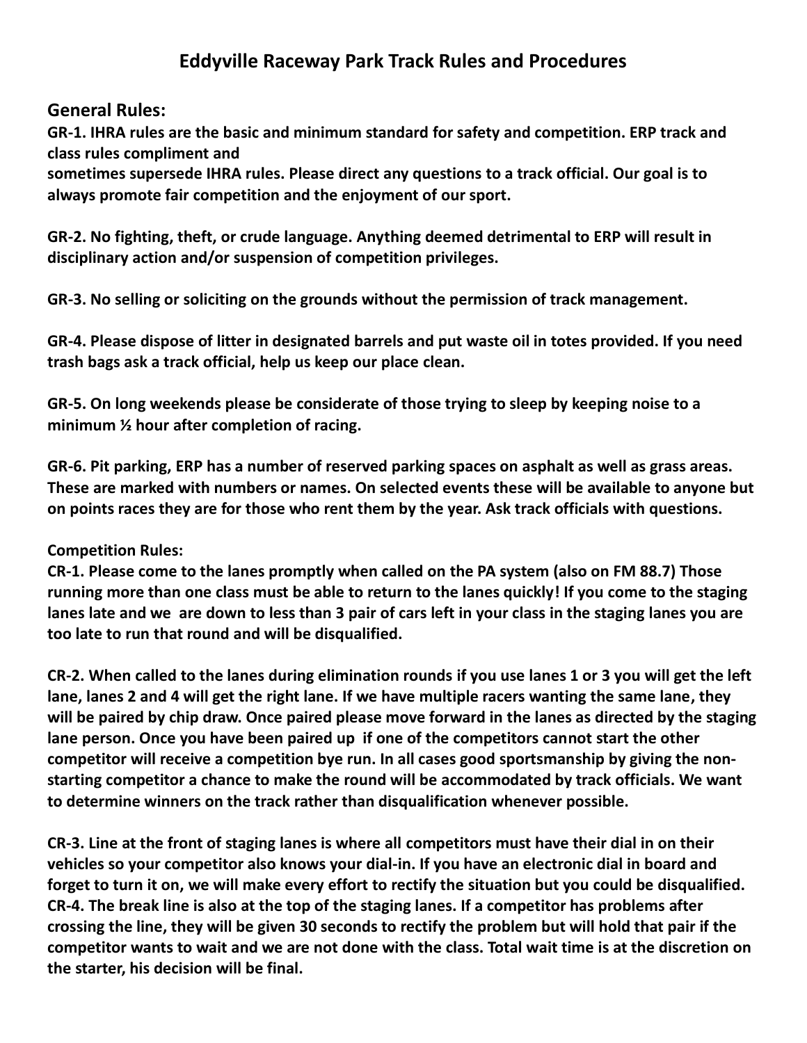# Eddyville Raceway Park Track Rules and Procedures

## General Rules:

**GR-1. IHRA rules are the basic and minimum standard for safety and competition. ERP track and class rules compliment and sometimes supersede IHRA rules. Please direct any questions to a track official. Our goal is to always promote fair competition and the enjoyment of our sport.**

**GR-2. No fighting, theft, or crude language. Anything deemed detrimental to ERP will result in disciplinary action and/or suspension of competition privileges.**

**GR-3. No selling or soliciting on the grounds without the permission of track management.**

**GR-4. Please dispose of litter in designated barrels and put waste oil in totes provided. If you need trash bags ask a track official, help us keep our place clean.**

**GR-5. On long weekends please be considerate of those trying to sleep by keeping noise to a minimum ½ hour after completion of racing.**

**GR-6. Pit parking, ERP has a number of reserved parking spaces on asphalt as well as grass areas. These are marked with numbers or names. On selected events these will be available to anyone but on points races they are for those who rent them by the year. Ask track officials with questions.**

**Competition Rules:**

**CR-1. Please come to the lanes promptly when called on the PA system (also on FM 88.7) Those running more than one class must be able to return to the lanes quickly! If you come to the staging lanes late and we are down to less than 3 pair of cars left in your class in the staging lanes you are too late to run that round and will be disqualified.**

**CR-2. When called to the lanes during elimination rounds if you use lanes 1 or 3 you will get the left lane, lanes 2 and 4 will get the right lane. If we have multiple racers wanting the same lane, they will be paired by chip draw. Once paired please move forward in the lanes as directed by the staging lane person. Once you have been paired up if one of the competitors cannot start the other competitor will receive a competition bye run. In all cases good sportsmanship by giving the non-starting competitor a chance to make the round will be accommodated by track officials. We want to determine winners on the track rather than disqualification whenever possible.**

**CR-3. Line at the front of staging lanes is where all competitors must have their dial in on their vehicles so your competitor also knows your dial-in. If you have an electronic dial in board and forget to turn it on, we will make every effort to rectify the situation but you could be disqualified.**
**CR-4. The break line is also at the top of the staging lanes. If a competitor has problems after crossing the line, they will be given 30 seconds to rectify the problem but will hold that pair if the competitor wants to wait and we are not done with the class. Total wait time is at the discretion on the starter, his decision will be final.**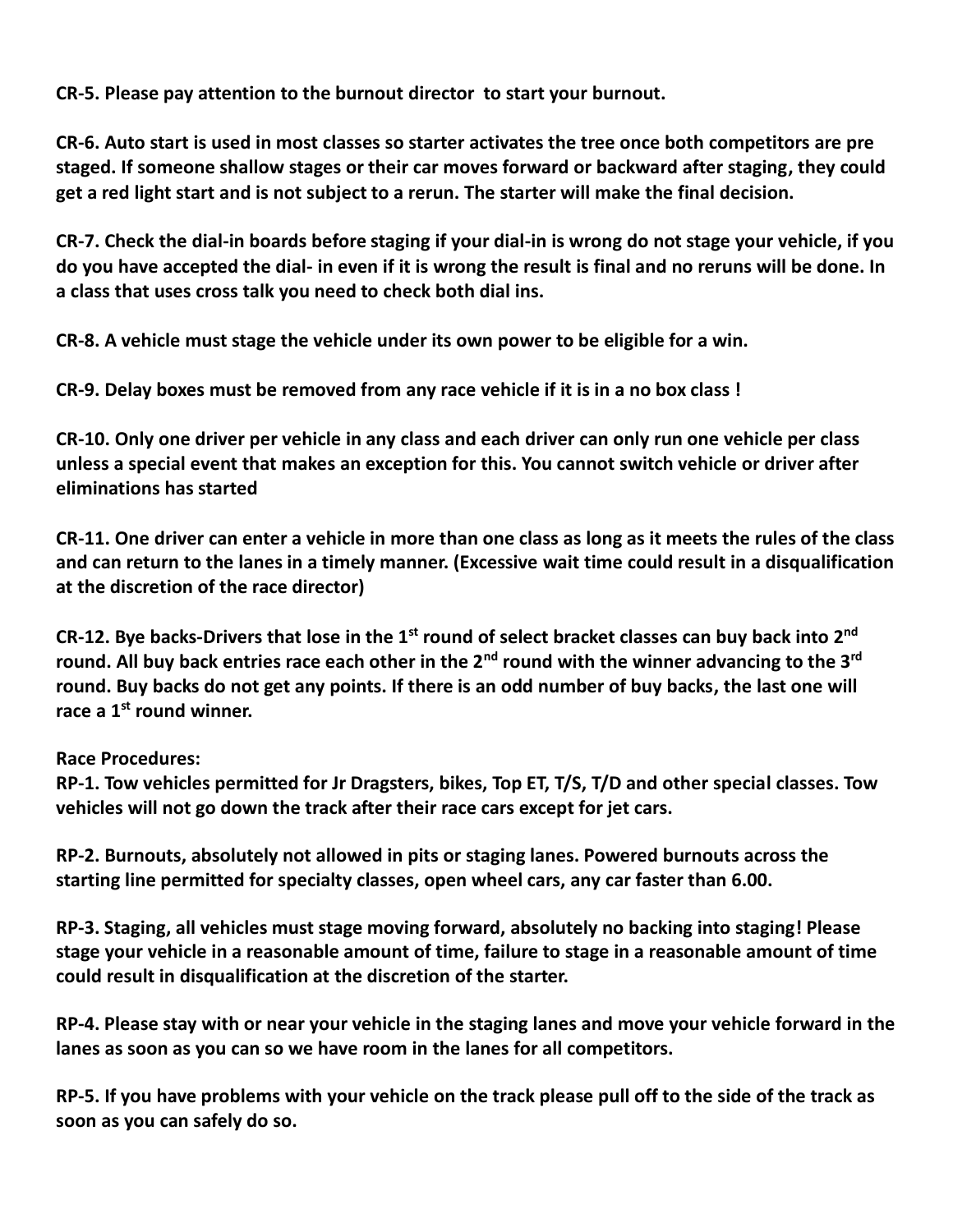**CR-5. Please pay attention to the burnout director to start your burnout.**

**CR-6. Auto start is used in most classes so starter activates the tree once both competitors are pre staged. If someone shallow stages or their car moves forward or backward after staging, they could get a red light start and is not subject to a rerun. The starter will make the final decision.**

**CR-7. Check the dial-in boards before staging if your dial-in is wrong do not stage your vehicle, if you do you have accepted the dial- in even if it is wrong the result is final and no reruns will be done. In a class that uses cross talk you need to check both dial ins.**

**CR-8. A vehicle must stage the vehicle under its own power to be eligible for a win.**

**CR-9. Delay boxes must be removed from any race vehicle if it is in a no box class !**

**CR-10. Only one driver per vehicle in any class and each driver can only run one vehicle per class unless a special event that makes an exception for this. You cannot switch vehicle or driver after eliminations has started**

**CR-11. One driver can enter a vehicle in more than one class as long as it meets the rules of the class and can return to the lanes in a timely manner. (Excessive wait time could result in a disqualification at the discretion of the race director)**

**CR-12. Bye backs-Drivers that lose in the 1st round of select bracket classes can buy back into 2nd round. All buy back entries race each other in the 2nd round with the winner advancing to the 3rd round. Buy backs do not get any points. If there is an odd number of buy backs, the last one will race a 1st round winner.**

**Race Procedures:**

**RP-1. Tow vehicles permitted for Jr Dragsters, bikes, Top ET, T/S, T/D and other special classes. Tow vehicles will not go down the track after their race cars except for jet cars.**

**RP-2. Burnouts, absolutely not allowed in pits or staging lanes. Powered burnouts across the starting line permitted for specialty classes, open wheel cars, any car faster than 6.00.**

**RP-3. Staging, all vehicles must stage moving forward, absolutely no backing into staging! Please stage your vehicle in a reasonable amount of time, failure to stage in a reasonable amount of time could result in disqualification at the discretion of the starter.**

**RP-4. Please stay with or near your vehicle in the staging lanes and move your vehicle forward in the lanes as soon as you can so we have room in the lanes for all competitors.**

**RP-5. If you have problems with your vehicle on the track please pull off to the side of the track as soon as you can safely do so.**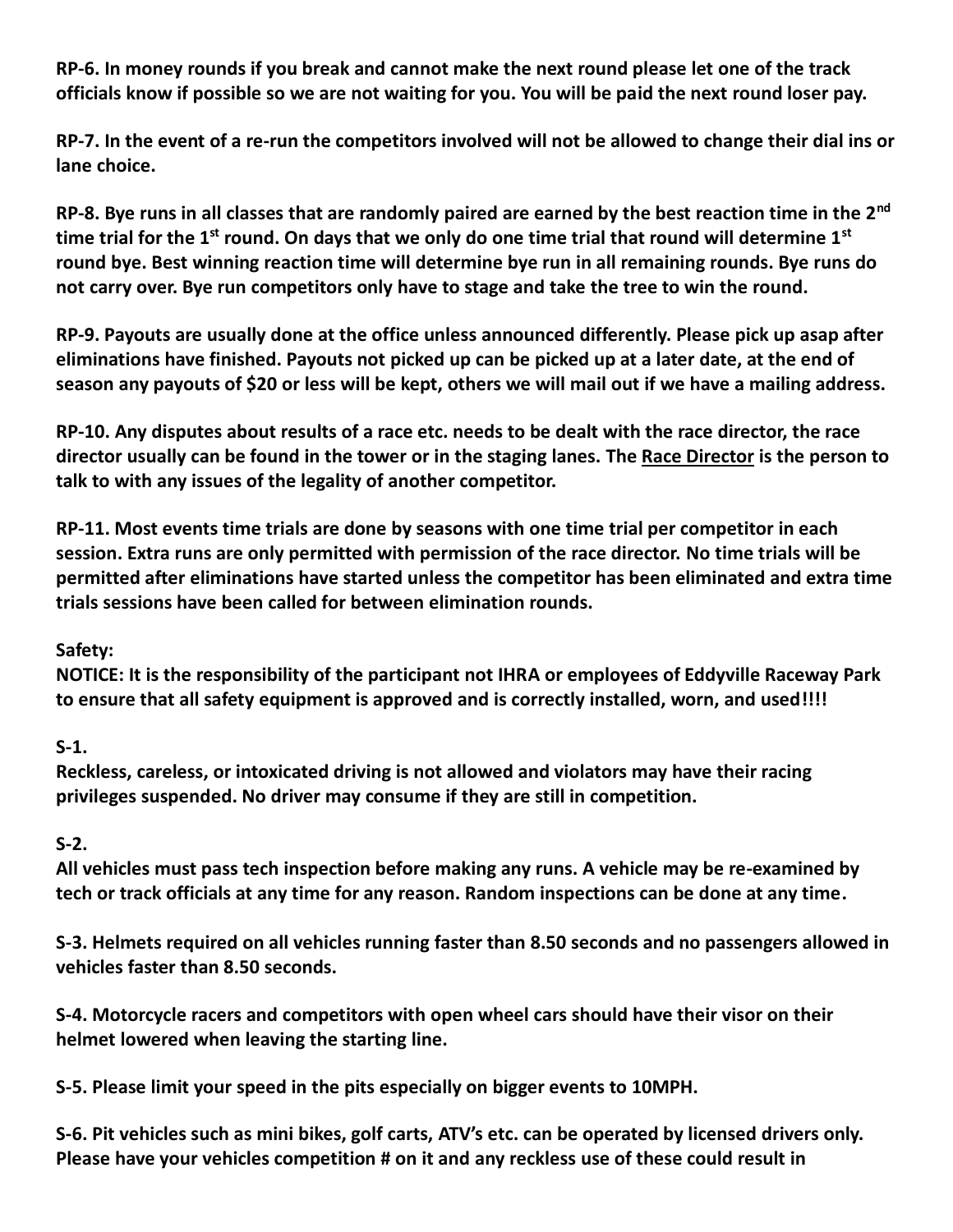**RP-6. In money rounds if you break and cannot make the next round please let one of the track officials know if possible so we are not waiting for you. You will be paid the next round loser pay.**

**RP-7. In the event of a re-run the competitors involved will not be allowed to change their dial ins or lane choice.**

**RP-8. Bye runs in all classes that are randomly paired are earned by the best reaction time in the 2nd time trial for the 1st round. On days that we only do one time trial that round will determine 1st round bye. Best winning reaction time will determine bye run in all remaining rounds. Bye runs do not carry over. Bye run competitors only have to stage and take the tree to win the round.**

**RP-9. Payouts are usually done at the office unless announced differently. Please pick up asap after eliminations have finished. Payouts not picked up can be picked up at a later date, at the end of season any payouts of $20 or less will be kept, others we will mail out if we have a mailing address.**

**RP-10. Any disputes about results of a race etc. needs to be dealt with the race director, the race director usually can be found in the tower or in the staging lanes. The <u>Race Director</u> is the person to talk to with any issues of the legality of another competitor.**

**RP-11. Most events time trials are done by seasons with one time trial per competitor in each session. Extra runs are only permitted with permission of the race director. No time trials will be permitted after eliminations have started unless the competitor has been eliminated and extra time trials sessions have been called for between elimination rounds.**

**Safety:**

**NOTICE: It is the responsibility of the participant not IHRA or employees of Eddyville Raceway Park to ensure that all safety equipment is approved and is correctly installed, worn, and used!!!!**

**S-1.**

**Reckless, careless, or intoxicated driving is not allowed and violators may have their racing privileges suspended. No driver may consume if they are still in competition.**

**S-2.**

**All vehicles must pass tech inspection before making any runs. A vehicle may be re-examined by tech or track officials at any time for any reason. Random inspections can be done at any time.**

**S-3. Helmets required on all vehicles running faster than 8.50 seconds and no passengers allowed in vehicles faster than 8.50 seconds.**

**S-4. Motorcycle racers and competitors with open wheel cars should have their visor on their helmet lowered when leaving the starting line.**

**S-5. Please limit your speed in the pits especially on bigger events to 10MPH.**

**S-6. Pit vehicles such as mini bikes, golf carts, ATV's etc. can be operated by licensed drivers only. Please have your vehicles competition # on it and any reckless use of these could result in**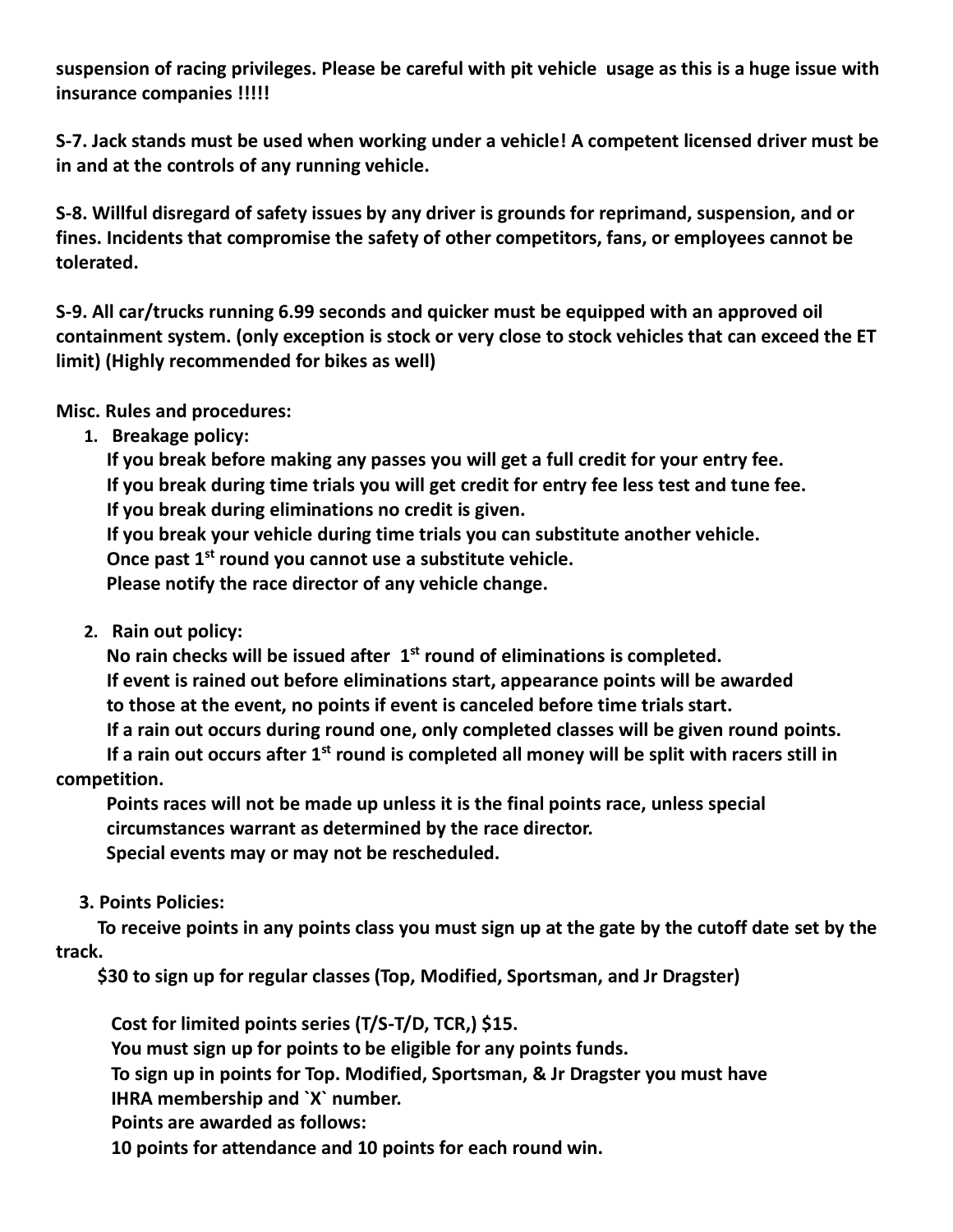**suspension of racing privileges. Please be careful with pit vehicle usage as this is a huge issue with insurance companies !!!!!**

**S-7. Jack stands must be used when working under a vehicle! A competent licensed driver must be in and at the controls of any running vehicle.**

**S-8. Willful disregard of safety issues by any driver is grounds for reprimand, suspension, and or fines. Incidents that compromise the safety of other competitors, fans, or employees cannot be tolerated.**

**S-9. All car/trucks running 6.99 seconds and quicker must be equipped with an approved oil containment system. (only exception is stock or very close to stock vehicles that can exceed the ET limit) (Highly recommended for bikes as well)**

**Misc. Rules and procedures:**

1. **Breakage policy:**
   **If you break before making any passes you will get a full credit for your entry fee.**
   **If you break during time trials you will get credit for entry fee less test and tune fee.**
   **If you break during eliminations no credit is given.**
   **If you break your vehicle during time trials you can substitute another vehicle.**
   **Once past 1st round you cannot use a substitute vehicle.**
   **Please notify the race director of any vehicle change.**

2. **Rain out policy:**
   **No rain checks will be issued after 1st round of eliminations is completed.**
   **If event is rained out before eliminations start, appearance points will be awarded to those at the event, no points if event is canceled before time trials start.**
   **If a rain out occurs during round one, only completed classes will be given round points.**
   **If a rain out occurs after 1st round is completed all money will be split with racers still in competition.**
   **Points races will not be made up unless it is the final points race, unless special circumstances warrant as determined by the race director.**
   **Special events may or may not be rescheduled.**

3. **Points Policies:**
   **To receive points in any points class you must sign up at the gate by the cutoff date set by the track.**
   **$30 to sign up for regular classes (Top, Modified, Sportsman, and Jr Dragster)**

   **Cost for limited points series (T/S-T/D, TCR,) $15.**
   **You must sign up for points to be eligible for any points funds.**
   **To sign up in points for Top. Modified, Sportsman, & Jr Dragster you must have IHRA membership and `X` number.**
   **Points are awarded as follows:**
   **10 points for attendance and 10 points for each round win.**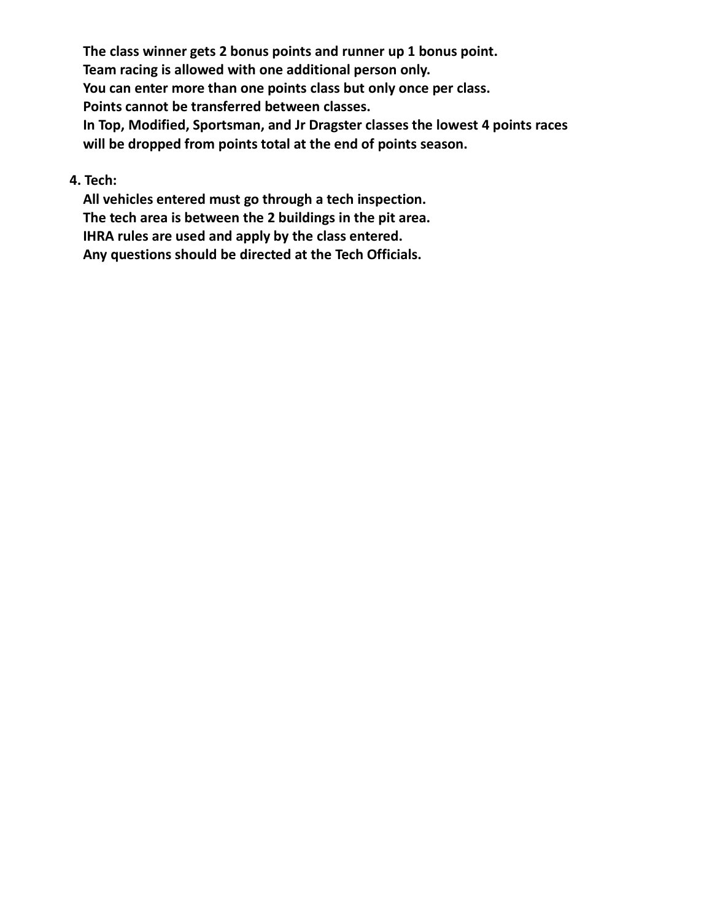**The class winner gets 2 bonus points and runner up 1 bonus point.**
**Team racing is allowed with one additional person only.**
**You can enter more than one points class but only once per class.**
**Points cannot be transferred between classes.**
**In Top, Modified, Sportsman, and Jr Dragster classes the lowest 4 points races will be dropped from points total at the end of points season.**

**4. Tech:**

**All vehicles entered must go through a tech inspection.**
**The tech area is between the 2 buildings in the pit area.**
**IHRA rules are used and apply by the class entered.**
**Any questions should be directed at the Tech Officials.**